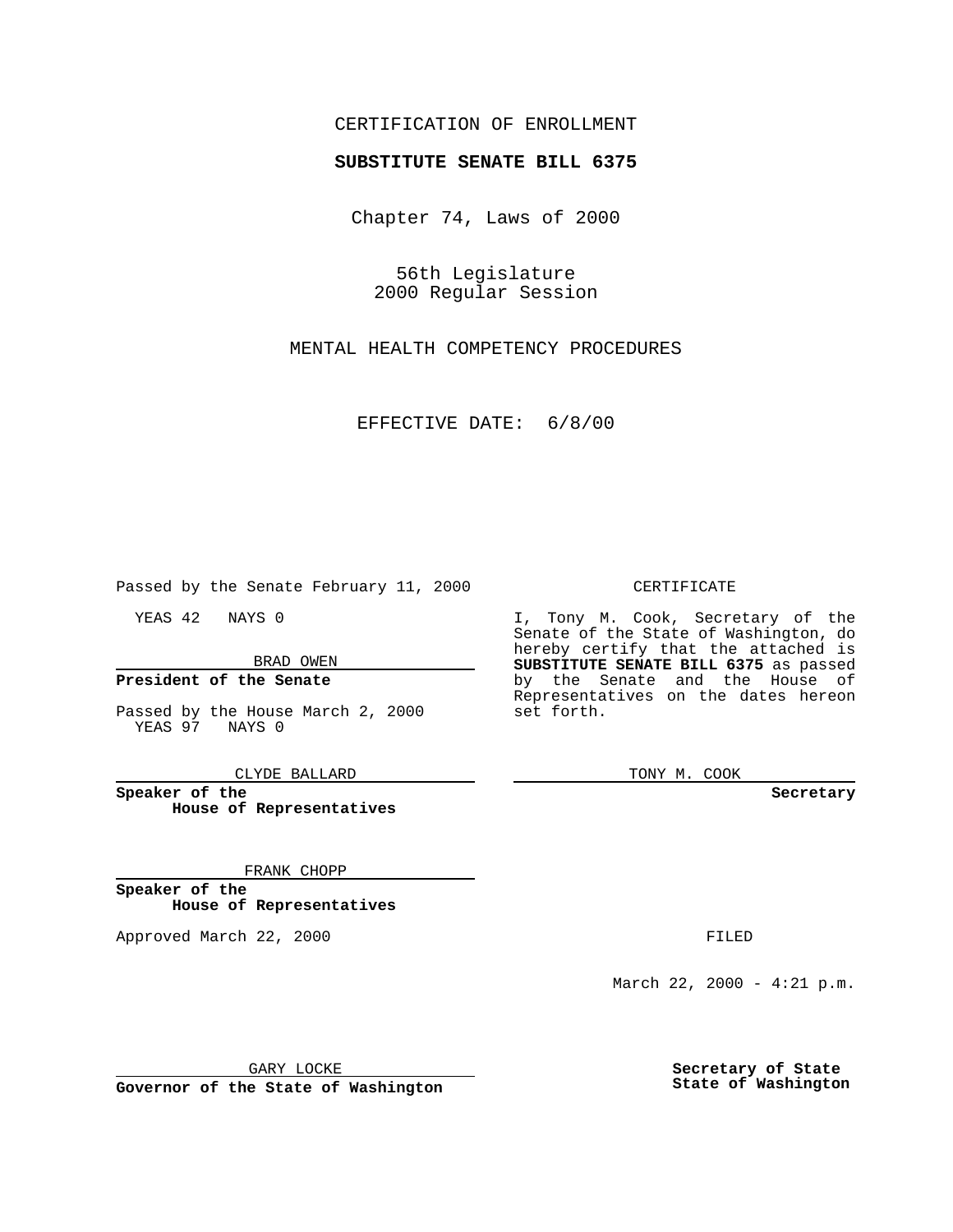CERTIFICATION OF ENROLLMENT

**SUBSTITUTE SENATE BILL 6375**

Chapter 74, Laws of 2000

56th Legislature
2000 Regular Session

MENTAL HEALTH COMPETENCY PROCEDURES

EFFECTIVE DATE: 6/8/00

Passed by the Senate February 11, 2000

YEAS 42 NAYS 0

BRAD OWEN

**President of the Senate**

Passed by the House March 2, 2000
YEAS 97 NAYS 0

CLYDE BALLARD

**Speaker of the House of Representatives**

FRANK CHOPP

**Speaker of the House of Representatives**

Approved March 22, 2000

GARY LOCKE

**Governor of the State of Washington**

CERTIFICATE

I, Tony M. Cook, Secretary of the Senate of the State of Washington, do hereby certify that the attached is **SUBSTITUTE SENATE BILL 6375** as passed by the Senate and the House of Representatives on the dates hereon set forth.

TONY M. COOK

**Secretary**

FILED

March 22, 2000 - 4:21 p.m.

**Secretary of State State of Washington**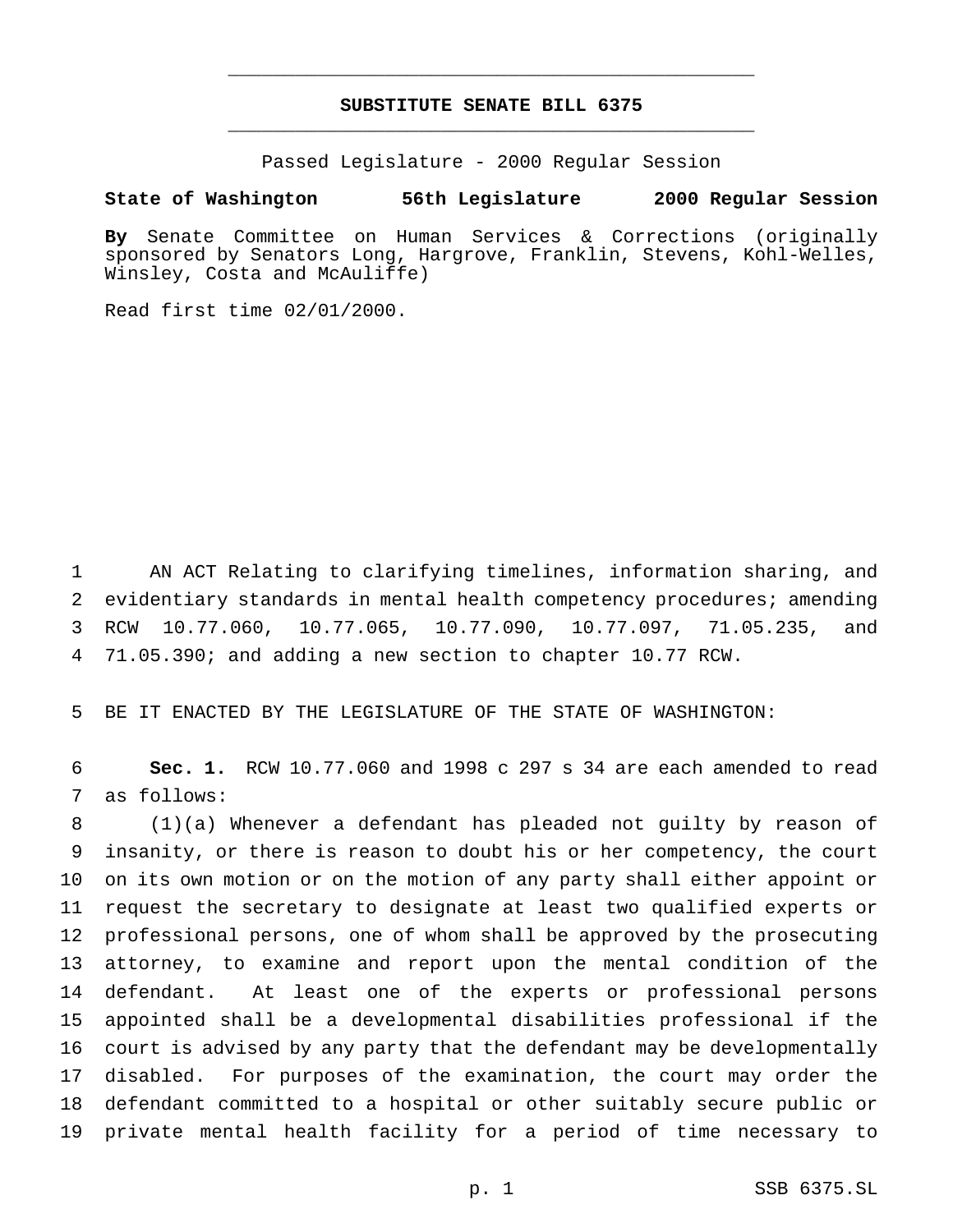# SUBSTITUTE SENATE BILL 6375

Passed Legislature - 2000 Regular Session

**State of Washington 56th Legislature 2000 Regular Session**

**By** Senate Committee on Human Services & Corrections (originally sponsored by Senators Long, Hargrove, Franklin, Stevens, Kohl-Welles, Winsley, Costa and McAuliffe)

Read first time 02/01/2000.

AN ACT Relating to clarifying timelines, information sharing, and evidentiary standards in mental health competency procedures; amending RCW 10.77.060, 10.77.065, 10.77.090, 10.77.097, 71.05.235, and 71.05.390; and adding a new section to chapter 10.77 RCW.

BE IT ENACTED BY THE LEGISLATURE OF THE STATE OF WASHINGTON:

**Sec. 1.** RCW 10.77.060 and 1998 c 297 s 34 are each amended to read as follows:

(1)(a) Whenever a defendant has pleaded not guilty by reason of insanity, or there is reason to doubt his or her competency, the court on its own motion or on the motion of any party shall either appoint or request the secretary to designate at least two qualified experts or professional persons, one of whom shall be approved by the prosecuting attorney, to examine and report upon the mental condition of the defendant. At least one of the experts or professional persons appointed shall be a developmental disabilities professional if the court is advised by any party that the defendant may be developmentally disabled. For purposes of the examination, the court may order the defendant committed to a hospital or other suitably secure public or private mental health facility for a period of time necessary to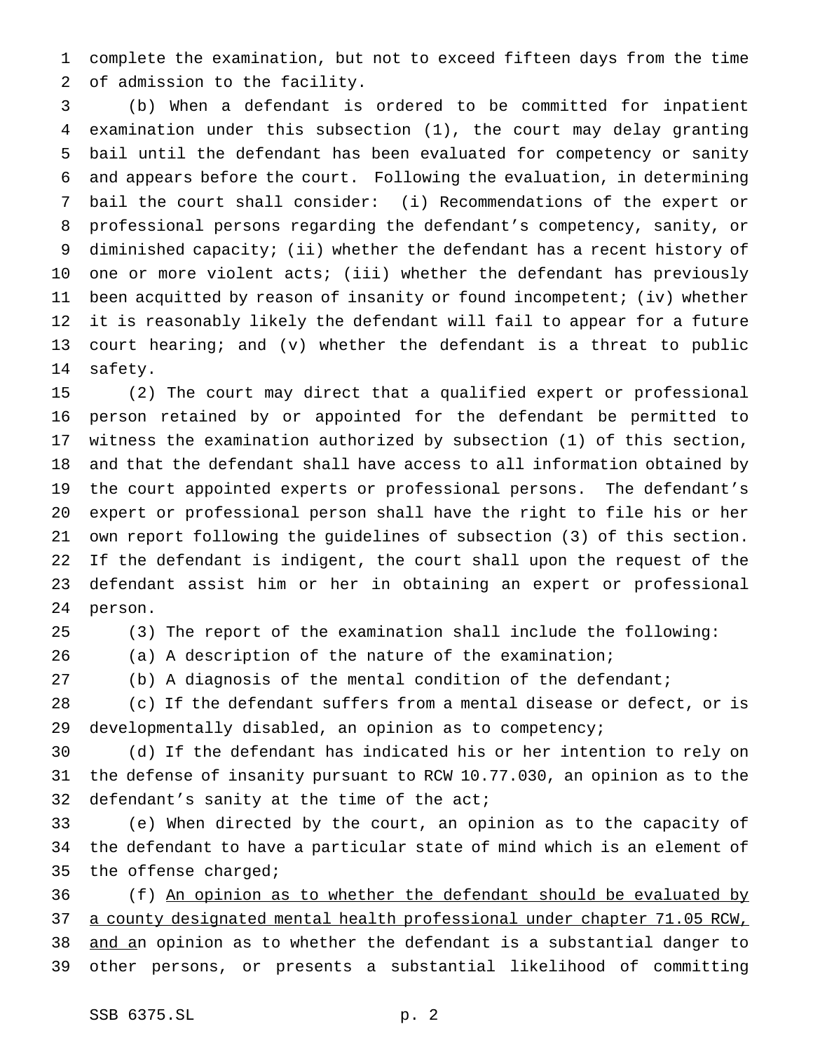complete the examination, but not to exceed fifteen days from the time of admission to the facility.

(b) When a defendant is ordered to be committed for inpatient examination under this subsection (1), the court may delay granting bail until the defendant has been evaluated for competency or sanity and appears before the court. Following the evaluation, in determining bail the court shall consider: (i) Recommendations of the expert or professional persons regarding the defendant's competency, sanity, or diminished capacity; (ii) whether the defendant has a recent history of one or more violent acts; (iii) whether the defendant has previously been acquitted by reason of insanity or found incompetent; (iv) whether it is reasonably likely the defendant will fail to appear for a future court hearing; and (v) whether the defendant is a threat to public safety.

(2) The court may direct that a qualified expert or professional person retained by or appointed for the defendant be permitted to witness the examination authorized by subsection (1) of this section, and that the defendant shall have access to all information obtained by the court appointed experts or professional persons. The defendant's expert or professional person shall have the right to file his or her own report following the guidelines of subsection (3) of this section. If the defendant is indigent, the court shall upon the request of the defendant assist him or her in obtaining an expert or professional person.

(3) The report of the examination shall include the following:

(a) A description of the nature of the examination;

(b) A diagnosis of the mental condition of the defendant;

(c) If the defendant suffers from a mental disease or defect, or is developmentally disabled, an opinion as to competency;

(d) If the defendant has indicated his or her intention to rely on the defense of insanity pursuant to RCW 10.77.030, an opinion as to the defendant's sanity at the time of the act;

(e) When directed by the court, an opinion as to the capacity of the defendant to have a particular state of mind which is an element of the offense charged;

(f) <u>An opinion as to whether the defendant should be evaluated by a county designated mental health professional under chapter 71.05 RCW, and a</u>n opinion as to whether the defendant is a substantial danger to other persons, or presents a substantial likelihood of committing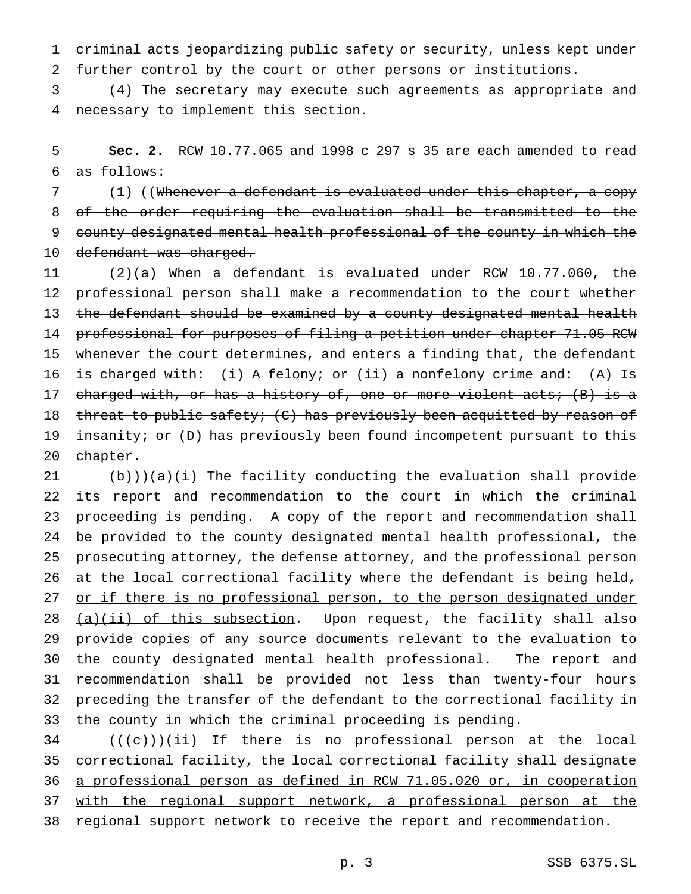criminal acts jeopardizing public safety or security, unless kept under further control by the court or other persons or institutions.

(4) The secretary may execute such agreements as appropriate and necessary to implement this section.

**Sec. 2.** RCW 10.77.065 and 1998 c 297 s 35 are each amended to read as follows:

(1) ((~~Whenever a defendant is evaluated under this chapter, a copy of the order requiring the evaluation shall be transmitted to the county designated mental health professional of the county in which the defendant was charged.~~

~~(2)(a) When a defendant is evaluated under RCW 10.77.060, the professional person shall make a recommendation to the court whether the defendant should be examined by a county designated mental health professional for purposes of filing a petition under chapter 71.05 RCW whenever the court determines, and enters a finding that, the defendant is charged with: (i) A felony; or (ii) a nonfelony crime and: (A) Is charged with, or has a history of, one or more violent acts; (B) is a threat to public safety; (C) has previously been acquitted by reason of insanity; or (D) has previously been found incompetent pursuant to this chapter.~~

~~(b)~~))<u>(a)(i)</u> The facility conducting the evaluation shall provide its report and recommendation to the court in which the criminal proceeding is pending. A copy of the report and recommendation shall be provided to the county designated mental health professional, the prosecuting attorney, the defense attorney, and the professional person at the local correctional facility where the defendant is being held<u>, or if there is no professional person, to the person designated under (a)(ii) of this subsection</u>. Upon request, the facility shall also provide copies of any source documents relevant to the evaluation to the county designated mental health professional. The report and recommendation shall be provided not less than twenty-four hours preceding the transfer of the defendant to the correctional facility in the county in which the criminal proceeding is pending.

((~~(c)~~))<u>(ii) If there is no professional person at the local correctional facility, the local correctional facility shall designate a professional person as defined in RCW 71.05.020 or, in cooperation with the regional support network, a professional person at the regional support network to receive the report and recommendation.</u>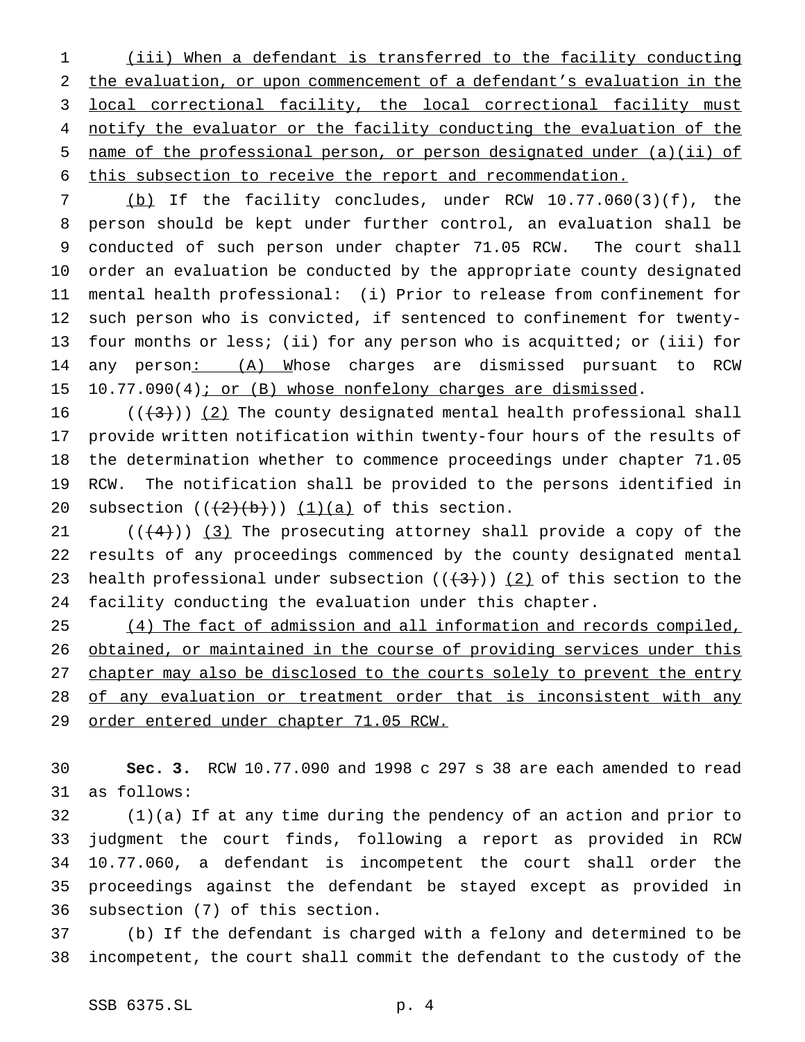(iii) When a defendant is transferred to the facility conducting the evaluation, or upon commencement of a defendant's evaluation in the local correctional facility, the local correctional facility must notify the evaluator or the facility conducting the evaluation of the name of the professional person, or person designated under (a)(ii) of this subsection to receive the report and recommendation.

(b) If the facility concludes, under RCW 10.77.060(3)(f), the person should be kept under further control, an evaluation shall be conducted of such person under chapter 71.05 RCW. The court shall order an evaluation be conducted by the appropriate county designated mental health professional: (i) Prior to release from confinement for such person who is convicted, if sentenced to confinement for twenty-four months or less; (ii) for any person who is acquitted; or (iii) for any person: (A) Whose charges are dismissed pursuant to RCW 10.77.090(4); or (B) whose nonfelony charges are dismissed.

(((3))) (2) The county designated mental health professional shall provide written notification within twenty-four hours of the results of the determination whether to commence proceedings under chapter 71.05 RCW. The notification shall be provided to the persons identified in subsection (((2)(b))) (1)(a) of this section.

(((4))) (3) The prosecuting attorney shall provide a copy of the results of any proceedings commenced by the county designated mental health professional under subsection (((3))) (2) of this section to the facility conducting the evaluation under this chapter.

(4) The fact of admission and all information and records compiled, obtained, or maintained in the course of providing services under this chapter may also be disclosed to the courts solely to prevent the entry of any evaluation or treatment order that is inconsistent with any order entered under chapter 71.05 RCW.

**Sec. 3.** RCW 10.77.090 and 1998 c 297 s 38 are each amended to read as follows:

(1)(a) If at any time during the pendency of an action and prior to judgment the court finds, following a report as provided in RCW 10.77.060, a defendant is incompetent the court shall order the proceedings against the defendant be stayed except as provided in subsection (7) of this section.

(b) If the defendant is charged with a felony and determined to be incompetent, the court shall commit the defendant to the custody of the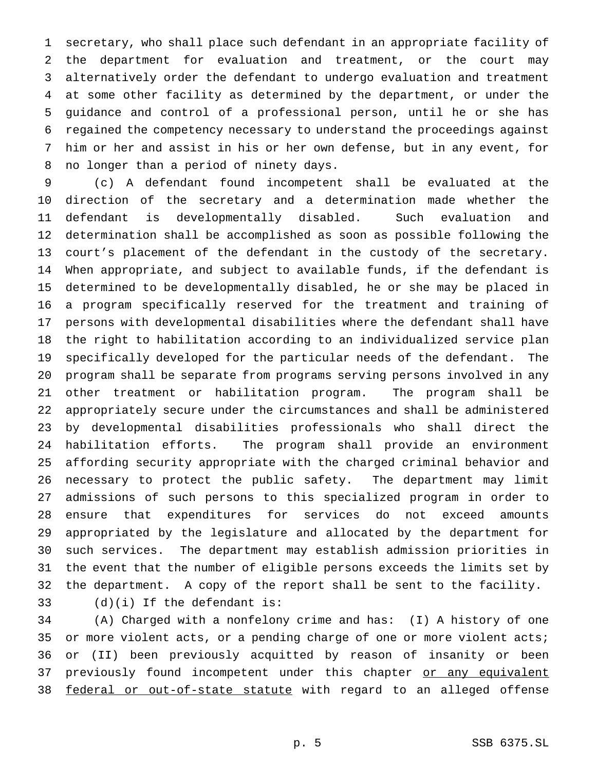secretary, who shall place such defendant in an appropriate facility of the department for evaluation and treatment, or the court may alternatively order the defendant to undergo evaluation and treatment at some other facility as determined by the department, or under the guidance and control of a professional person, until he or she has regained the competency necessary to understand the proceedings against him or her and assist in his or her own defense, but in any event, for no longer than a period of ninety days.

(c) A defendant found incompetent shall be evaluated at the direction of the secretary and a determination made whether the defendant is developmentally disabled. Such evaluation and determination shall be accomplished as soon as possible following the court's placement of the defendant in the custody of the secretary. When appropriate, and subject to available funds, if the defendant is determined to be developmentally disabled, he or she may be placed in a program specifically reserved for the treatment and training of persons with developmental disabilities where the defendant shall have the right to habilitation according to an individualized service plan specifically developed for the particular needs of the defendant. The program shall be separate from programs serving persons involved in any other treatment or habilitation program. The program shall be appropriately secure under the circumstances and shall be administered by developmental disabilities professionals who shall direct the habilitation efforts. The program shall provide an environment affording security appropriate with the charged criminal behavior and necessary to protect the public safety. The department may limit admissions of such persons to this specialized program in order to ensure that expenditures for services do not exceed amounts appropriated by the legislature and allocated by the department for such services. The department may establish admission priorities in the event that the number of eligible persons exceeds the limits set by the department. A copy of the report shall be sent to the facility.

(d)(i) If the defendant is:

(A) Charged with a nonfelony crime and has: (I) A history of one or more violent acts, or a pending charge of one or more violent acts; or (II) been previously acquitted by reason of insanity or been previously found incompetent under this chapter or any equivalent federal or out-of-state statute with regard to an alleged offense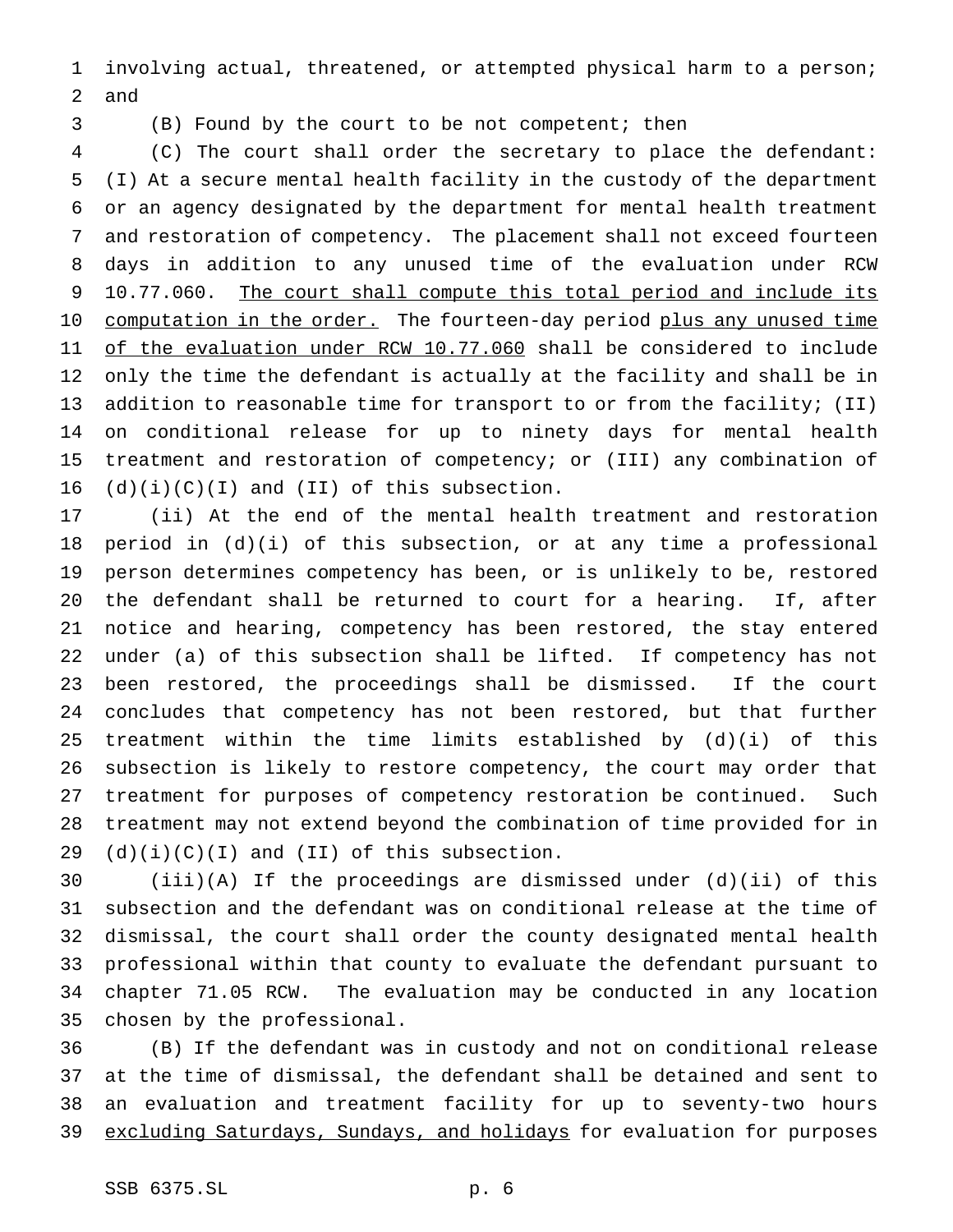involving actual, threatened, or attempted physical harm to a person; and

(B) Found by the court to be not competent; then

(C) The court shall order the secretary to place the defendant: (I) At a secure mental health facility in the custody of the department or an agency designated by the department for mental health treatment and restoration of competency. The placement shall not exceed fourteen days in addition to any unused time of the evaluation under RCW 10.77.060. The court shall compute this total period and include its computation in the order. The fourteen-day period plus any unused time of the evaluation under RCW 10.77.060 shall be considered to include only the time the defendant is actually at the facility and shall be in addition to reasonable time for transport to or from the facility; (II) on conditional release for up to ninety days for mental health treatment and restoration of competency; or (III) any combination of (d)(i)(C)(I) and (II) of this subsection.

(ii) At the end of the mental health treatment and restoration period in (d)(i) of this subsection, or at any time a professional person determines competency has been, or is unlikely to be, restored the defendant shall be returned to court for a hearing. If, after notice and hearing, competency has been restored, the stay entered under (a) of this subsection shall be lifted. If competency has not been restored, the proceedings shall be dismissed. If the court concludes that competency has not been restored, but that further treatment within the time limits established by (d)(i) of this subsection is likely to restore competency, the court may order that treatment for purposes of competency restoration be continued. Such treatment may not extend beyond the combination of time provided for in (d)(i)(C)(I) and (II) of this subsection.

(iii)(A) If the proceedings are dismissed under (d)(ii) of this subsection and the defendant was on conditional release at the time of dismissal, the court shall order the county designated mental health professional within that county to evaluate the defendant pursuant to chapter 71.05 RCW. The evaluation may be conducted in any location chosen by the professional.

(B) If the defendant was in custody and not on conditional release at the time of dismissal, the defendant shall be detained and sent to an evaluation and treatment facility for up to seventy-two hours excluding Saturdays, Sundays, and holidays for evaluation for purposes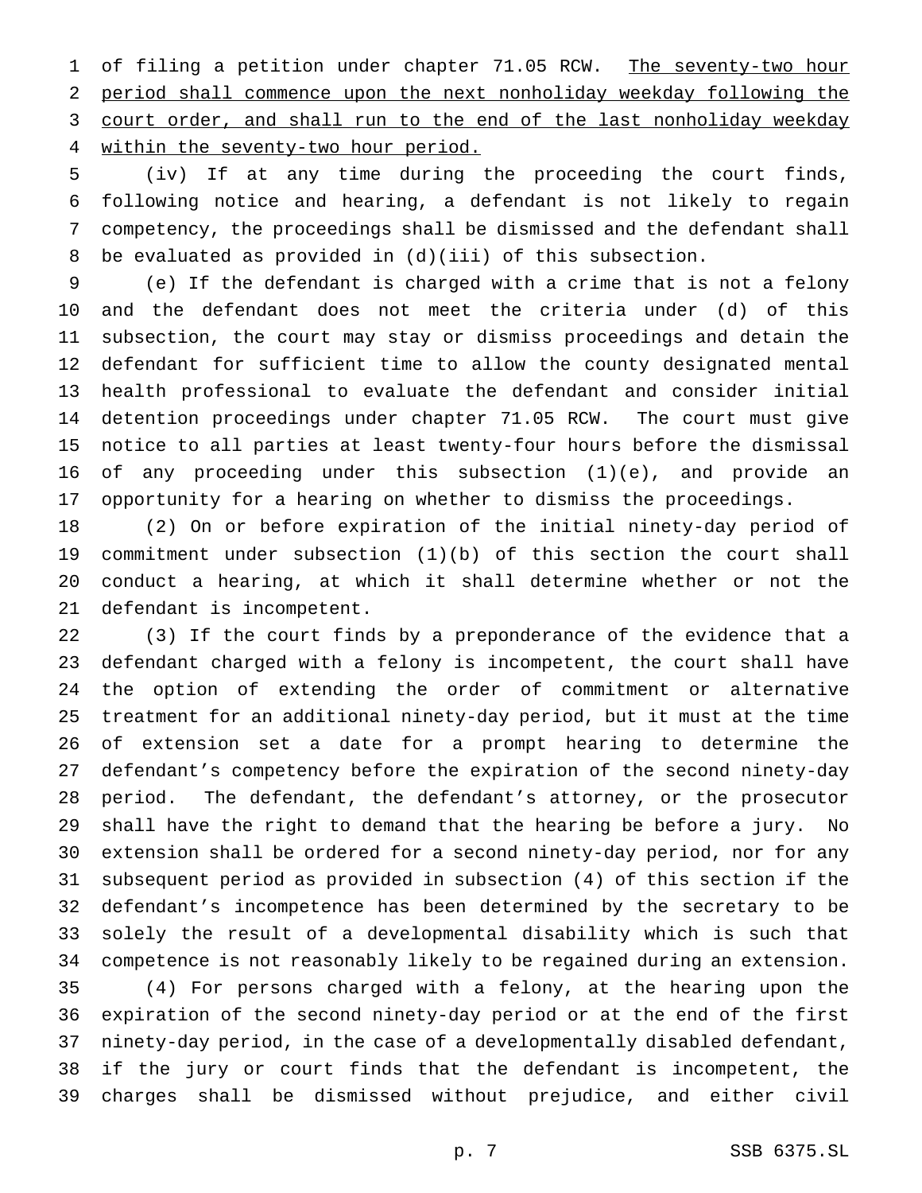of filing a petition under chapter 71.05 RCW. <u>The seventy-two hour period shall commence upon the next nonholiday weekday following the court order, and shall run to the end of the last nonholiday weekday within the seventy-two hour period.</u>

(iv) If at any time during the proceeding the court finds, following notice and hearing, a defendant is not likely to regain competency, the proceedings shall be dismissed and the defendant shall be evaluated as provided in (d)(iii) of this subsection.

(e) If the defendant is charged with a crime that is not a felony and the defendant does not meet the criteria under (d) of this subsection, the court may stay or dismiss proceedings and detain the defendant for sufficient time to allow the county designated mental health professional to evaluate the defendant and consider initial detention proceedings under chapter 71.05 RCW. The court must give notice to all parties at least twenty-four hours before the dismissal of any proceeding under this subsection (1)(e), and provide an opportunity for a hearing on whether to dismiss the proceedings.

(2) On or before expiration of the initial ninety-day period of commitment under subsection (1)(b) of this section the court shall conduct a hearing, at which it shall determine whether or not the defendant is incompetent.

(3) If the court finds by a preponderance of the evidence that a defendant charged with a felony is incompetent, the court shall have the option of extending the order of commitment or alternative treatment for an additional ninety-day period, but it must at the time of extension set a date for a prompt hearing to determine the defendant's competency before the expiration of the second ninety-day period. The defendant, the defendant's attorney, or the prosecutor shall have the right to demand that the hearing be before a jury. No extension shall be ordered for a second ninety-day period, nor for any subsequent period as provided in subsection (4) of this section if the defendant's incompetence has been determined by the secretary to be solely the result of a developmental disability which is such that competence is not reasonably likely to be regained during an extension.

(4) For persons charged with a felony, at the hearing upon the expiration of the second ninety-day period or at the end of the first ninety-day period, in the case of a developmentally disabled defendant, if the jury or court finds that the defendant is incompetent, the charges shall be dismissed without prejudice, and either civil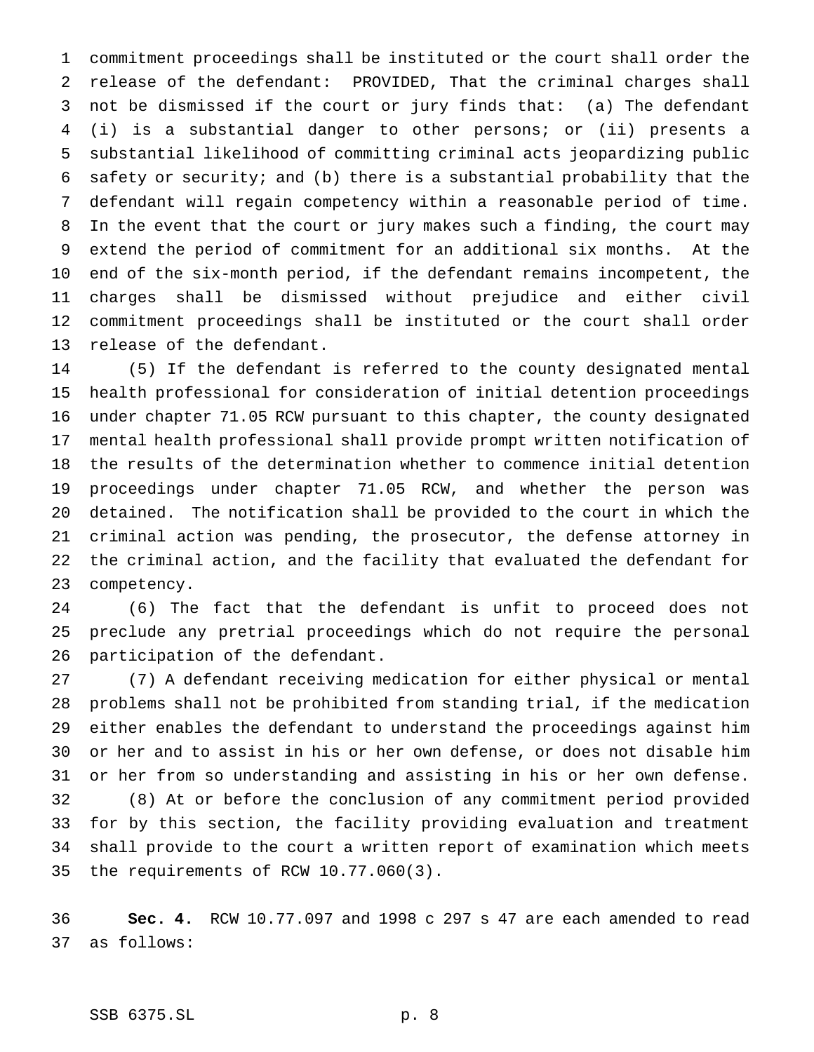commitment proceedings shall be instituted or the court shall order the release of the defendant: PROVIDED, That the criminal charges shall not be dismissed if the court or jury finds that: (a) The defendant (i) is a substantial danger to other persons; or (ii) presents a substantial likelihood of committing criminal acts jeopardizing public safety or security; and (b) there is a substantial probability that the defendant will regain competency within a reasonable period of time. In the event that the court or jury makes such a finding, the court may extend the period of commitment for an additional six months. At the end of the six-month period, if the defendant remains incompetent, the charges shall be dismissed without prejudice and either civil commitment proceedings shall be instituted or the court shall order release of the defendant.

(5) If the defendant is referred to the county designated mental health professional for consideration of initial detention proceedings under chapter 71.05 RCW pursuant to this chapter, the county designated mental health professional shall provide prompt written notification of the results of the determination whether to commence initial detention proceedings under chapter 71.05 RCW, and whether the person was detained. The notification shall be provided to the court in which the criminal action was pending, the prosecutor, the defense attorney in the criminal action, and the facility that evaluated the defendant for competency.

(6) The fact that the defendant is unfit to proceed does not preclude any pretrial proceedings which do not require the personal participation of the defendant.

(7) A defendant receiving medication for either physical or mental problems shall not be prohibited from standing trial, if the medication either enables the defendant to understand the proceedings against him or her and to assist in his or her own defense, or does not disable him or her from so understanding and assisting in his or her own defense.

(8) At or before the conclusion of any commitment period provided for by this section, the facility providing evaluation and treatment shall provide to the court a written report of examination which meets the requirements of RCW 10.77.060(3).

**Sec. 4.** RCW 10.77.097 and 1998 c 297 s 47 are each amended to read as follows: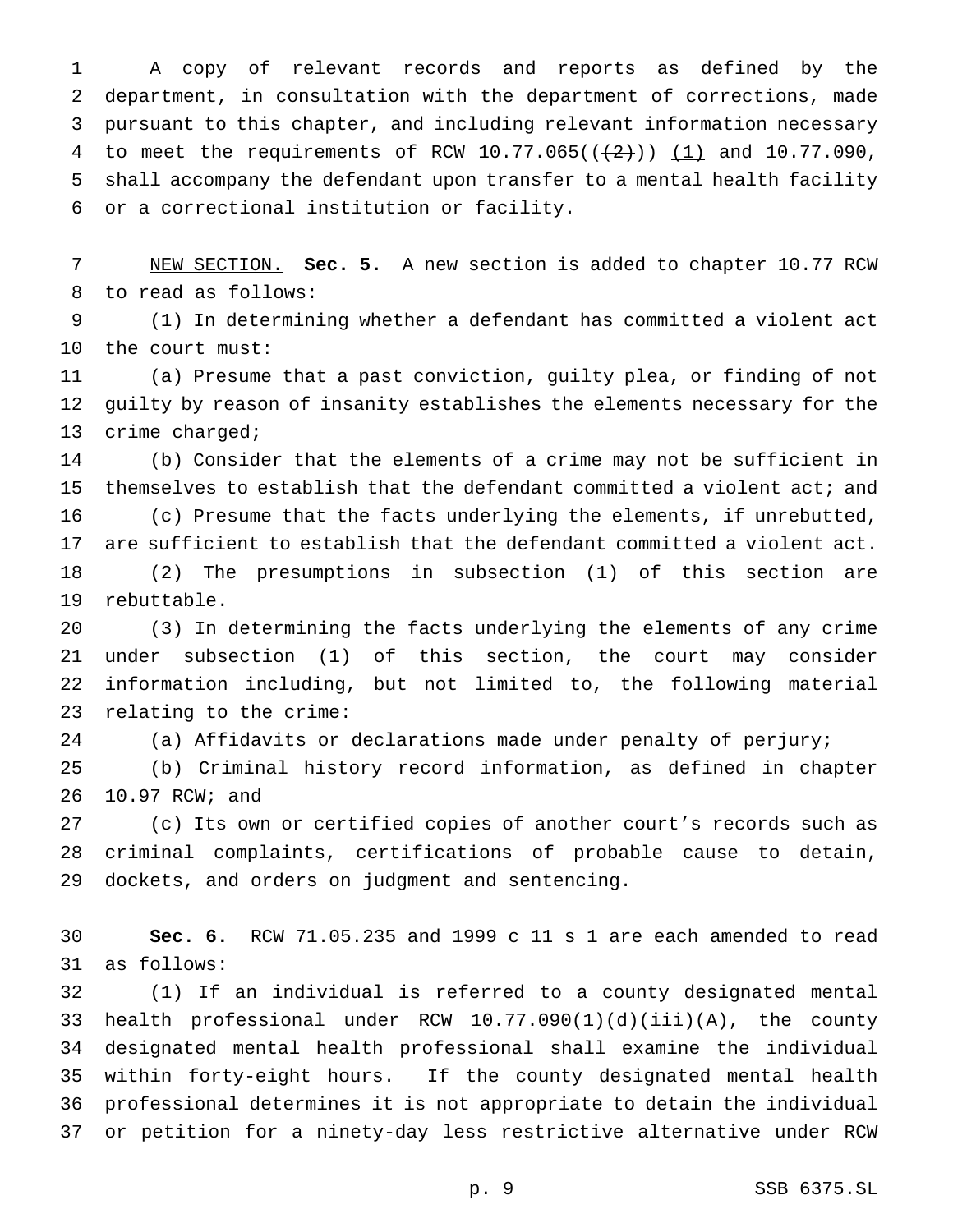A copy of relevant records and reports as defined by the department, in consultation with the department of corrections, made pursuant to this chapter, and including relevant information necessary to meet the requirements of RCW 10.77.065(((2))) (1) and 10.77.090, shall accompany the defendant upon transfer to a mental health facility or a correctional institution or facility.

NEW SECTION. **Sec. 5.** A new section is added to chapter 10.77 RCW to read as follows:

(1) In determining whether a defendant has committed a violent act the court must:

(a) Presume that a past conviction, guilty plea, or finding of not guilty by reason of insanity establishes the elements necessary for the crime charged;

(b) Consider that the elements of a crime may not be sufficient in themselves to establish that the defendant committed a violent act; and

(c) Presume that the facts underlying the elements, if unrebutted, are sufficient to establish that the defendant committed a violent act.

(2) The presumptions in subsection (1) of this section are rebuttable.

(3) In determining the facts underlying the elements of any crime under subsection (1) of this section, the court may consider information including, but not limited to, the following material relating to the crime:

(a) Affidavits or declarations made under penalty of perjury;

(b) Criminal history record information, as defined in chapter 10.97 RCW; and

(c) Its own or certified copies of another court's records such as criminal complaints, certifications of probable cause to detain, dockets, and orders on judgment and sentencing.

**Sec. 6.** RCW 71.05.235 and 1999 c 11 s 1 are each amended to read as follows:

(1) If an individual is referred to a county designated mental health professional under RCW 10.77.090(1)(d)(iii)(A), the county designated mental health professional shall examine the individual within forty-eight hours. If the county designated mental health professional determines it is not appropriate to detain the individual or petition for a ninety-day less restrictive alternative under RCW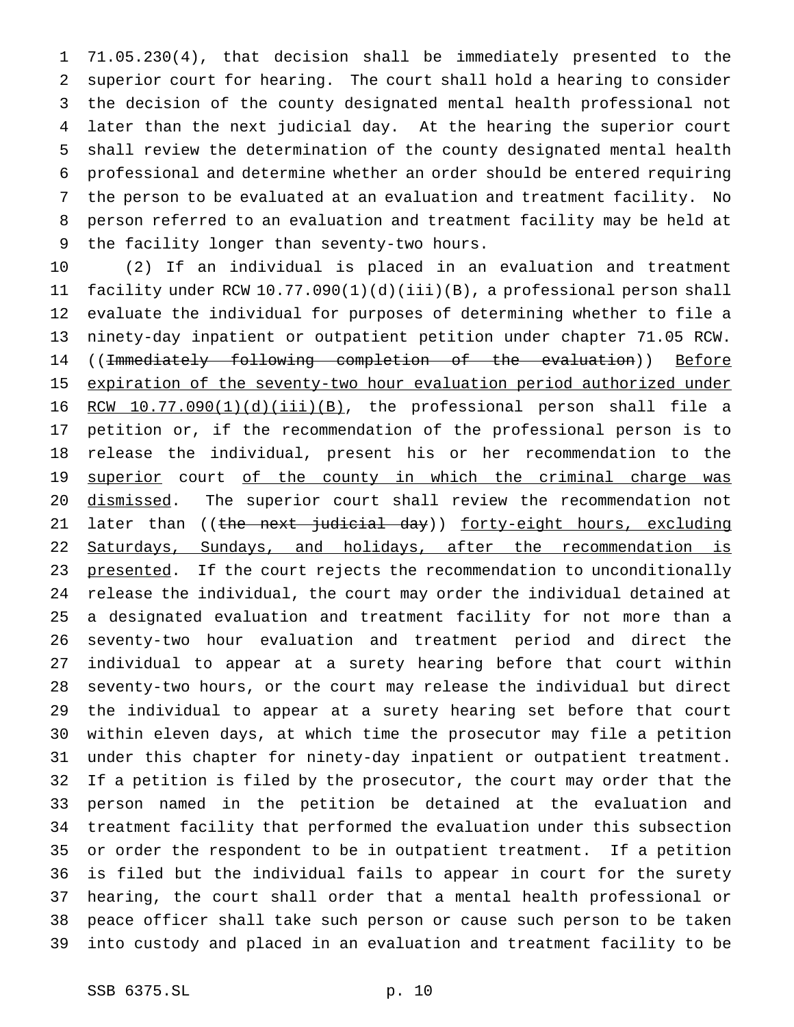71.05.230(4), that decision shall be immediately presented to the superior court for hearing. The court shall hold a hearing to consider the decision of the county designated mental health professional not later than the next judicial day. At the hearing the superior court shall review the determination of the county designated mental health professional and determine whether an order should be entered requiring the person to be evaluated at an evaluation and treatment facility. No person referred to an evaluation and treatment facility may be held at the facility longer than seventy-two hours.

(2) If an individual is placed in an evaluation and treatment facility under RCW 10.77.090(1)(d)(iii)(B), a professional person shall evaluate the individual for purposes of determining whether to file a ninety-day inpatient or outpatient petition under chapter 71.05 RCW. ((~~Immediately following completion of the evaluation~~)) Before expiration of the seventy-two hour evaluation period authorized under RCW 10.77.090(1)(d)(iii)(B), the professional person shall file a petition or, if the recommendation of the professional person is to release the individual, present his or her recommendation to the superior court of the county in which the criminal charge was dismissed. The superior court shall review the recommendation not later than ((~~the next judicial day~~)) forty-eight hours, excluding Saturdays, Sundays, and holidays, after the recommendation is presented. If the court rejects the recommendation to unconditionally release the individual, the court may order the individual detained at a designated evaluation and treatment facility for not more than a seventy-two hour evaluation and treatment period and direct the individual to appear at a surety hearing before that court within seventy-two hours, or the court may release the individual but direct the individual to appear at a surety hearing set before that court within eleven days, at which time the prosecutor may file a petition under this chapter for ninety-day inpatient or outpatient treatment. If a petition is filed by the prosecutor, the court may order that the person named in the petition be detained at the evaluation and treatment facility that performed the evaluation under this subsection or order the respondent to be in outpatient treatment. If a petition is filed but the individual fails to appear in court for the surety hearing, the court shall order that a mental health professional or peace officer shall take such person or cause such person to be taken into custody and placed in an evaluation and treatment facility to be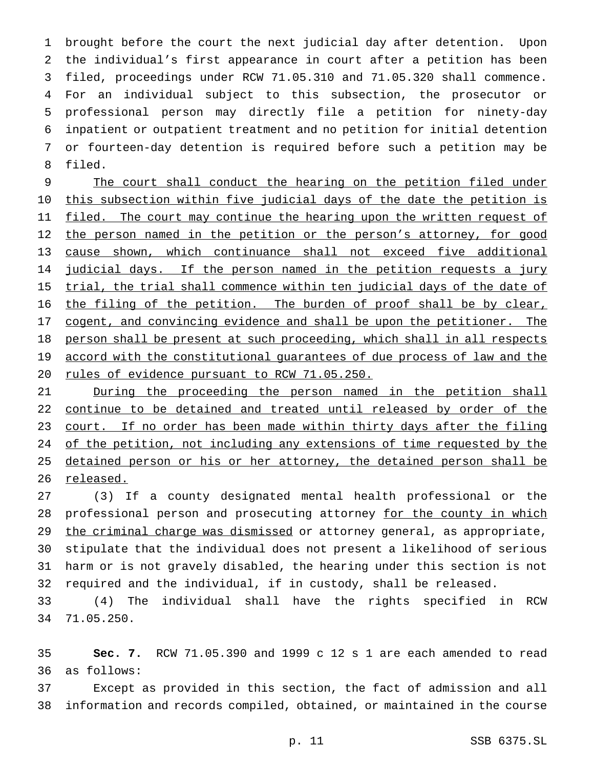brought before the court the next judicial day after detention. Upon the individual's first appearance in court after a petition has been filed, proceedings under RCW 71.05.310 and 71.05.320 shall commence. For an individual subject to this subsection, the prosecutor or professional person may directly file a petition for ninety-day inpatient or outpatient treatment and no petition for initial detention or fourteen-day detention is required before such a petition may be filed.

<u>The court shall conduct the hearing on the petition filed under this subsection within five judicial days of the date the petition is filed. The court may continue the hearing upon the written request of the person named in the petition or the person's attorney, for good cause shown, which continuance shall not exceed five additional judicial days. If the person named in the petition requests a jury trial, the trial shall commence within ten judicial days of the date of the filing of the petition. The burden of proof shall be by clear, cogent, and convincing evidence and shall be upon the petitioner. The person shall be present at such proceeding, which shall in all respects accord with the constitutional guarantees of due process of law and the rules of evidence pursuant to RCW 71.05.250.</u>

<u>During the proceeding the person named in the petition shall continue to be detained and treated until released by order of the court. If no order has been made within thirty days after the filing of the petition, not including any extensions of time requested by the detained person or his or her attorney, the detained person shall be released.</u>

(3) If a county designated mental health professional or the professional person and prosecuting attorney <u>for the county in which the criminal charge was dismissed</u> or attorney general, as appropriate, stipulate that the individual does not present a likelihood of serious harm or is not gravely disabled, the hearing under this section is not required and the individual, if in custody, shall be released.

(4) The individual shall have the rights specified in RCW 71.05.250.

**Sec. 7.** RCW 71.05.390 and 1999 c 12 s 1 are each amended to read as follows:

Except as provided in this section, the fact of admission and all information and records compiled, obtained, or maintained in the course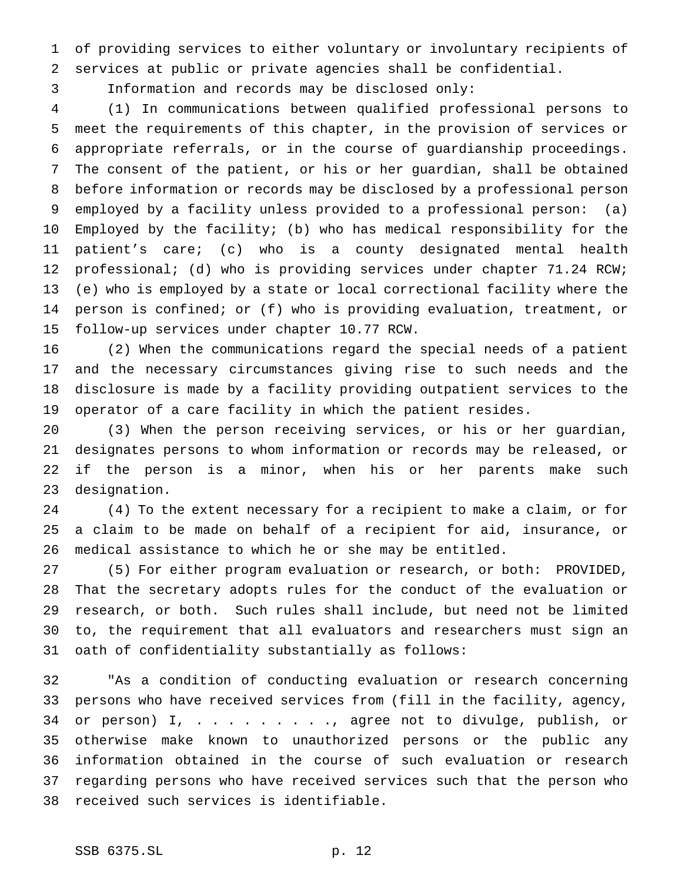of providing services to either voluntary or involuntary recipients of services at public or private agencies shall be confidential.

Information and records may be disclosed only:

(1) In communications between qualified professional persons to meet the requirements of this chapter, in the provision of services or appropriate referrals, or in the course of guardianship proceedings. The consent of the patient, or his or her guardian, shall be obtained before information or records may be disclosed by a professional person employed by a facility unless provided to a professional person: (a) Employed by the facility; (b) who has medical responsibility for the patient's care; (c) who is a county designated mental health professional; (d) who is providing services under chapter 71.24 RCW; (e) who is employed by a state or local correctional facility where the person is confined; or (f) who is providing evaluation, treatment, or follow-up services under chapter 10.77 RCW.

(2) When the communications regard the special needs of a patient and the necessary circumstances giving rise to such needs and the disclosure is made by a facility providing outpatient services to the operator of a care facility in which the patient resides.

(3) When the person receiving services, or his or her guardian, designates persons to whom information or records may be released, or if the person is a minor, when his or her parents make such designation.

(4) To the extent necessary for a recipient to make a claim, or for a claim to be made on behalf of a recipient for aid, insurance, or medical assistance to which he or she may be entitled.

(5) For either program evaluation or research, or both: PROVIDED, That the secretary adopts rules for the conduct of the evaluation or research, or both. Such rules shall include, but need not be limited to, the requirement that all evaluators and researchers must sign an oath of confidentiality substantially as follows:

"As a condition of conducting evaluation or research concerning persons who have received services from (fill in the facility, agency, or person) I, . . . . . . . . . ., agree not to divulge, publish, or otherwise make known to unauthorized persons or the public any information obtained in the course of such evaluation or research regarding persons who have received services such that the person who received such services is identifiable.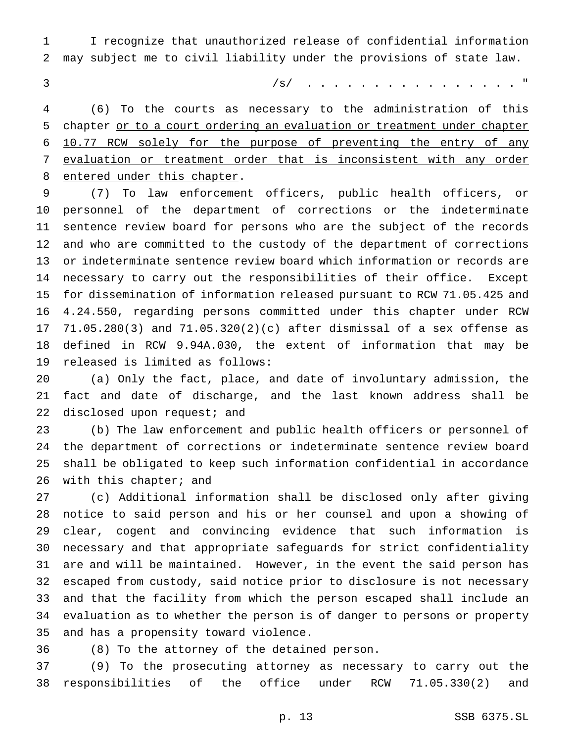I recognize that unauthorized release of confidential information may subject me to civil liability under the provisions of state law.

/s/ . . . . . . . . . . . . . . . . "

(6) To the courts as necessary to the administration of this chapter <u>or to a court ordering an evaluation or treatment under chapter 10.77 RCW solely for the purpose of preventing the entry of any evaluation or treatment order that is inconsistent with any order entered under this chapter</u>.

(7) To law enforcement officers, public health officers, or personnel of the department of corrections or the indeterminate sentence review board for persons who are the subject of the records and who are committed to the custody of the department of corrections or indeterminate sentence review board which information or records are necessary to carry out the responsibilities of their office. Except for dissemination of information released pursuant to RCW 71.05.425 and 4.24.550, regarding persons committed under this chapter under RCW 71.05.280(3) and 71.05.320(2)(c) after dismissal of a sex offense as defined in RCW 9.94A.030, the extent of information that may be released is limited as follows:

(a) Only the fact, place, and date of involuntary admission, the fact and date of discharge, and the last known address shall be disclosed upon request; and

(b) The law enforcement and public health officers or personnel of the department of corrections or indeterminate sentence review board shall be obligated to keep such information confidential in accordance with this chapter; and

(c) Additional information shall be disclosed only after giving notice to said person and his or her counsel and upon a showing of clear, cogent and convincing evidence that such information is necessary and that appropriate safeguards for strict confidentiality are and will be maintained. However, in the event the said person has escaped from custody, said notice prior to disclosure is not necessary and that the facility from which the person escaped shall include an evaluation as to whether the person is of danger to persons or property and has a propensity toward violence.

(8) To the attorney of the detained person.

(9) To the prosecuting attorney as necessary to carry out the responsibilities of the office under RCW 71.05.330(2) and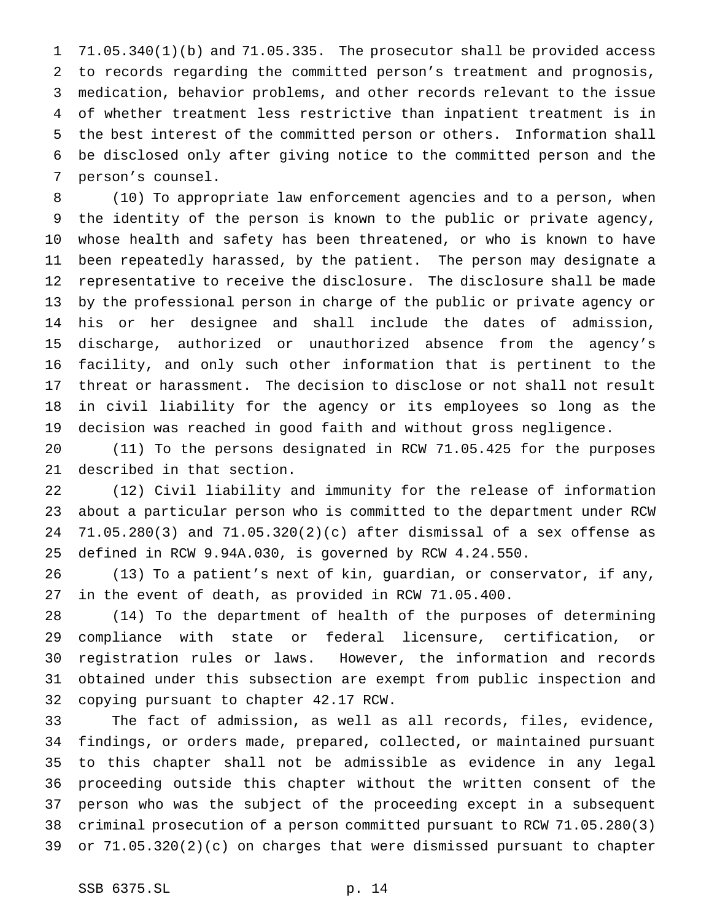71.05.340(1)(b) and 71.05.335. The prosecutor shall be provided access to records regarding the committed person's treatment and prognosis, medication, behavior problems, and other records relevant to the issue of whether treatment less restrictive than inpatient treatment is in the best interest of the committed person or others. Information shall be disclosed only after giving notice to the committed person and the person's counsel.

(10) To appropriate law enforcement agencies and to a person, when the identity of the person is known to the public or private agency, whose health and safety has been threatened, or who is known to have been repeatedly harassed, by the patient. The person may designate a representative to receive the disclosure. The disclosure shall be made by the professional person in charge of the public or private agency or his or her designee and shall include the dates of admission, discharge, authorized or unauthorized absence from the agency's facility, and only such other information that is pertinent to the threat or harassment. The decision to disclose or not shall not result in civil liability for the agency or its employees so long as the decision was reached in good faith and without gross negligence.

(11) To the persons designated in RCW 71.05.425 for the purposes described in that section.

(12) Civil liability and immunity for the release of information about a particular person who is committed to the department under RCW 71.05.280(3) and 71.05.320(2)(c) after dismissal of a sex offense as defined in RCW 9.94A.030, is governed by RCW 4.24.550.

(13) To a patient's next of kin, guardian, or conservator, if any, in the event of death, as provided in RCW 71.05.400.

(14) To the department of health of the purposes of determining compliance with state or federal licensure, certification, or registration rules or laws. However, the information and records obtained under this subsection are exempt from public inspection and copying pursuant to chapter 42.17 RCW.

The fact of admission, as well as all records, files, evidence, findings, or orders made, prepared, collected, or maintained pursuant to this chapter shall not be admissible as evidence in any legal proceeding outside this chapter without the written consent of the person who was the subject of the proceeding except in a subsequent criminal prosecution of a person committed pursuant to RCW 71.05.280(3) or 71.05.320(2)(c) on charges that were dismissed pursuant to chapter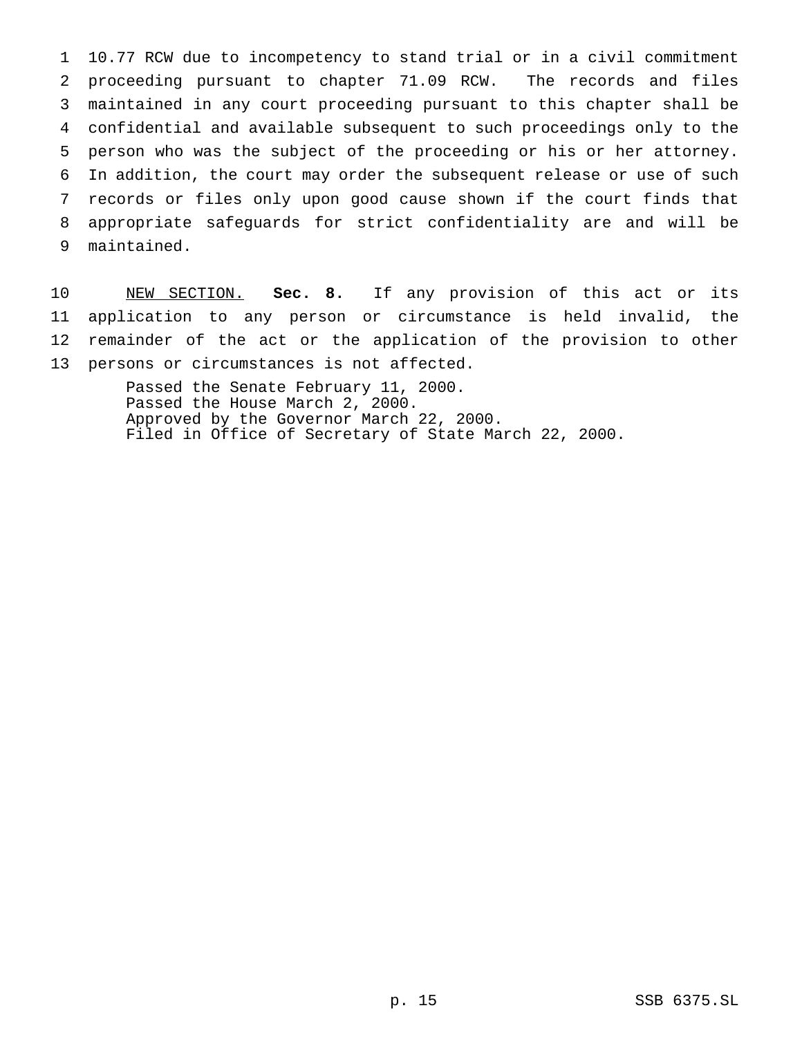10.77 RCW due to incompetency to stand trial or in a civil commitment proceeding pursuant to chapter 71.09 RCW. The records and files maintained in any court proceeding pursuant to this chapter shall be confidential and available subsequent to such proceedings only to the person who was the subject of the proceeding or his or her attorney. In addition, the court may order the subsequent release or use of such records or files only upon good cause shown if the court finds that appropriate safeguards for strict confidentiality are and will be maintained.

NEW SECTION. **Sec. 8.** If any provision of this act or its application to any person or circumstance is held invalid, the remainder of the act or the application of the provision to other persons or circumstances is not affected.

Passed the Senate February 11, 2000.
Passed the House March 2, 2000.
Approved by the Governor March 22, 2000.
Filed in Office of Secretary of State March 22, 2000.